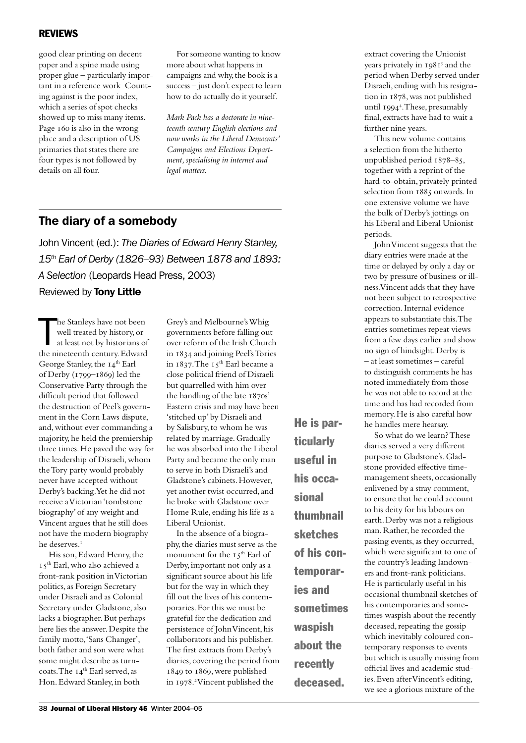# REVIEWS

good clear printing on decent paper and a spine made using proper glue – particularly important in a reference work Counting against is the poor index, which a series of spot checks showed up to miss many items. Page 160 is also in the wrong place and a description of US primaries that states there are four types is not followed by details on all four.

For someone wanting to know more about what happens in campaigns and why, the book is a success – just don't expect to learn how to do actually do it yourself.

*Mark Pack has a doctorate in nineteenth century English elections and now works in the Liberal Democrats' Campaigns and Elections Department, specialising in internet and legal matters.*

## The diary of a somebody

John Vincent (ed.): *The Diaries of Edward Henry Stanley, 15th Earl of Derby (1826–93) Between 1878 and 1893: A Selection* (Leopards Head Press, 2003)

Reviewed by **Tony Little**

The Stanleys have not been well treated by history, or at least not by historians of the nineteenth century. Edward George Stanley, the 14th Earl of Derby (1799–1869) led the Conservative Party through the difficult period that followed the destruction of Peel's government in the Corn Laws dispute, and, without ever commanding a majority, he held the premiership three times. He paved the way for the leadership of Disraeli, whom the Tory party would probably never have accepted without Derby's backing. Yet he did not receive a Victorian 'tombstone biography' of any weight and Vincent argues that he still does not have the modern biography he deserves.[1]

His son, Edward Henry, the 15th Earl, who also achieved a front-rank position in Victorian politics, as Foreign Secretary under Disraeli and as Colonial Secretary under Gladstone, also lacks a biographer. But perhaps here lies the answer. Despite the family motto, 'Sans Changer', both father and son were what some might describe as turncoats. The 14th Earl served, as Hon. Edward Stanley, in both Grey's and Melbourne's Whig governments before falling out over reform of the Irish Church in 1834 and joining Peel's Tories in 1837. The 15th Earl became a close political friend of Disraeli but quarrelled with him over the handling of the late 1870s' Eastern crisis and may have been 'stitched up' by Disraeli and by Salisbury, to whom he was related by marriage. Gradually he was absorbed into the Liberal Party and became the only man to serve in both Disraeli's and Gladstone's cabinets. However, yet another twist occurred, and he broke with Gladstone over Home Rule, ending his life as a Liberal Unionist.

In the absence of a biography, the diaries must serve as the monument for the 15th Earl of Derby, important not only as a significant source about his life but for the way in which they fill out the lives of his contemporaries. For this we must be grateful for the dedication and persistence of John Vincent, his collaborators and his publisher. The first extracts from Derby's diaries, covering the period from 1849 to 1869, were published in 1978.[2] Vincent published the extract covering the Unionist years privately in 1981[3] and the period when Derby served under Disraeli, ending with his resignation in 1878, was not published until 1994[4]. These, presumably final, extracts have had to wait a further nine years.

This new volume contains a selection from the hitherto unpublished period 1878–85, together with a reprint of the hard-to-obtain, privately printed selection from 1885 onwards. In one extensive volume we have the bulk of Derby's jottings on his Liberal and Liberal Unionist periods.

John Vincent suggests that the diary entries were made at the time or delayed by only a day or two by pressure of business or illness. Vincent adds that they have not been subject to retrospective correction. Internal evidence appears to substantiate this. The entries sometimes repeat views from a few days earlier and show no sign of hindsight. Derby is – at least sometimes – careful to distinguish comments he has noted immediately from those he was not able to record at the time and has had recorded from memory. He is also careful how he handles mere hearsay.

**He is particularly useful in his occasional thumbnail sketches of his contemporaries and sometimes waspish about the recently deceased.**

So what do we learn? These diaries served a very different purpose to Gladstone's. Gladstone provided effective time-management sheets, occasionally enlivened by a stray comment, to ensure that he could account to his deity for his labours on earth. Derby was not a religious man. Rather, he recorded the passing events, as they occurred, which were significant to one of the country's leading landowners and front-rank politicians. He is particularly useful in his occasional thumbnail sketches of his contemporaries and sometimes waspish about the recently deceased, repeating the gossip which inevitably coloured contemporary responses to events but which is usually missing from official lives and academic studies. Even after Vincent's editing, we see a glorious mixture of the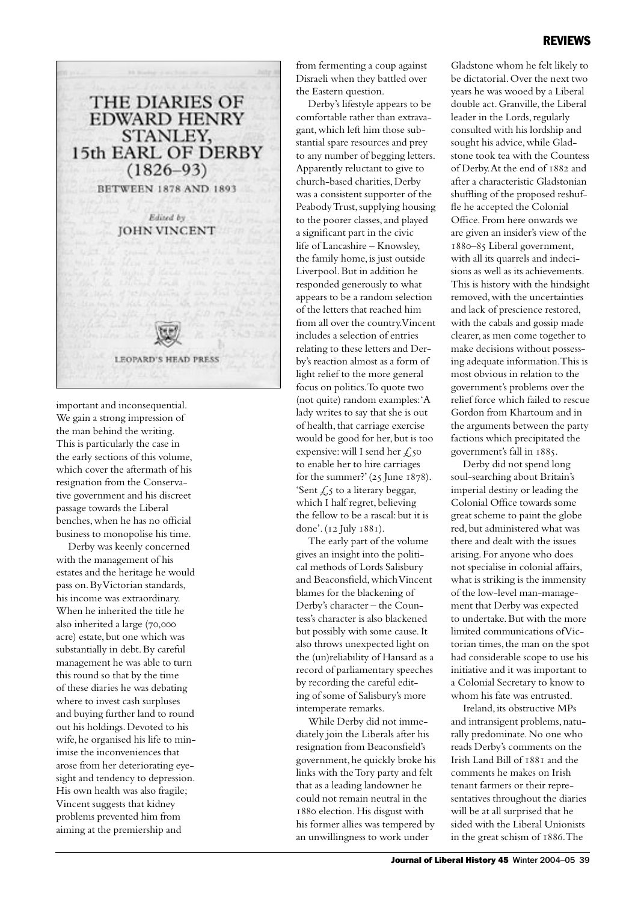THE DIARIES OF EDWARD HENRY STANLEY, 15th EARL OF DERBY (1826–93) BETWEEN 1878 AND 1893

Edited by JOHN VINCENT

LEOPARD'S HEAD PRESS

important and inconsequential. We gain a strong impression of the man behind the writing. This is particularly the case in the early sections of this volume, which cover the aftermath of his resignation from the Conservative government and his discreet passage towards the Liberal benches, when he has no official business to monopolise his time.

Derby was keenly concerned with the management of his estates and the heritage he would pass on. By Victorian standards, his income was extraordinary. When he inherited the title he also inherited a large (70,000 acre) estate, but one which was substantially in debt. By careful management he was able to turn this round so that by the time of these diaries he was debating where to invest cash surpluses and buying further land to round out his holdings. Devoted to his wife, he organised his life to minimise the inconveniences that arose from her deteriorating eyesight and tendency to depression. His own health was also fragile; Vincent suggests that kidney problems prevented him from aiming at the premiership and from fermenting a coup against Disraeli when they battled over the Eastern question.

Derby's lifestyle appears to be comfortable rather than extravagant, which left him those substantial spare resources and prey to any number of begging letters. Apparently reluctant to give to church-based charities, Derby was a consistent supporter of the Peabody Trust, supplying housing to the poorer classes, and played a significant part in the civic life of Lancashire – Knowsley, the family home, is just outside Liverpool. But in addition he responded generously to what appears to be a random selection of the letters that reached him from all over the country. Vincent includes a selection of entries relating to these letters and Derby's reaction almost as a form of light relief to the more general focus on politics. To quote two (not quite) random examples: 'A lady writes to say that she is out of health, that carriage exercise would be good for her, but is too expensive: will I send her £50 to enable her to hire carriages for the summer?' (25 June 1878). 'Sent £5 to a literary beggar, which I half regret, believing the fellow to be a rascal: but it is done'. (12 July 1881).

The early part of the volume gives an insight into the political methods of Lords Salisbury and Beaconsfield, which Vincent blames for the blackening of Derby's character – the Countess's character is also blackened but possibly with some cause. It also throws unexpected light on the (un)reliability of Hansard as a record of parliamentary speeches by recording the careful editing of some of Salisbury's more intemperate remarks.

While Derby did not immediately join the Liberals after his resignation from Beaconsfield's government, he quickly broke his links with the Tory party and felt that as a leading landowner he could not remain neutral in the 1880 election. His disgust with his former allies was tempered by an unwillingness to work under Gladstone whom he felt likely to be dictatorial. Over the next two years he was wooed by a Liberal double act. Granville, the Liberal leader in the Lords, regularly consulted with his lordship and sought his advice, while Gladstone took tea with the Countess of Derby. At the end of 1882 and after a characteristic Gladstonian shuffling of the proposed reshuffle he accepted the Colonial Office. From here onwards we are given an insider's view of the 1880–85 Liberal government, with all its quarrels and indecisions as well as its achievements. This is history with the hindsight removed, with the uncertainties and lack of prescience restored, with the cabals and gossip made clearer, as men come together to make decisions without possessing adequate information. This is most obvious in relation to the government's problems over the relief force which failed to rescue Gordon from Khartoum and in the arguments between the party factions which precipitated the government's fall in 1885.

Derby did not spend long soul-searching about Britain's imperial destiny or leading the Colonial Office towards some great scheme to paint the globe red, but administered what was there and dealt with the issues arising. For anyone who does not specialise in colonial affairs, what is striking is the immensity of the low-level man-management that Derby was expected to undertake. But with the more limited communications of Victorian times, the man on the spot had considerable scope to use his initiative and it was important to a Colonial Secretary to know to whom his fate was entrusted.

Ireland, its obstructive MPs and intransigent problems, naturally predominate. No one who reads Derby's comments on the Irish Land Bill of 1881 and the comments he makes on Irish tenant farmers or their representatives throughout the diaries will be at all surprised that he sided with the Liberal Unionists in the great schism of 1886. The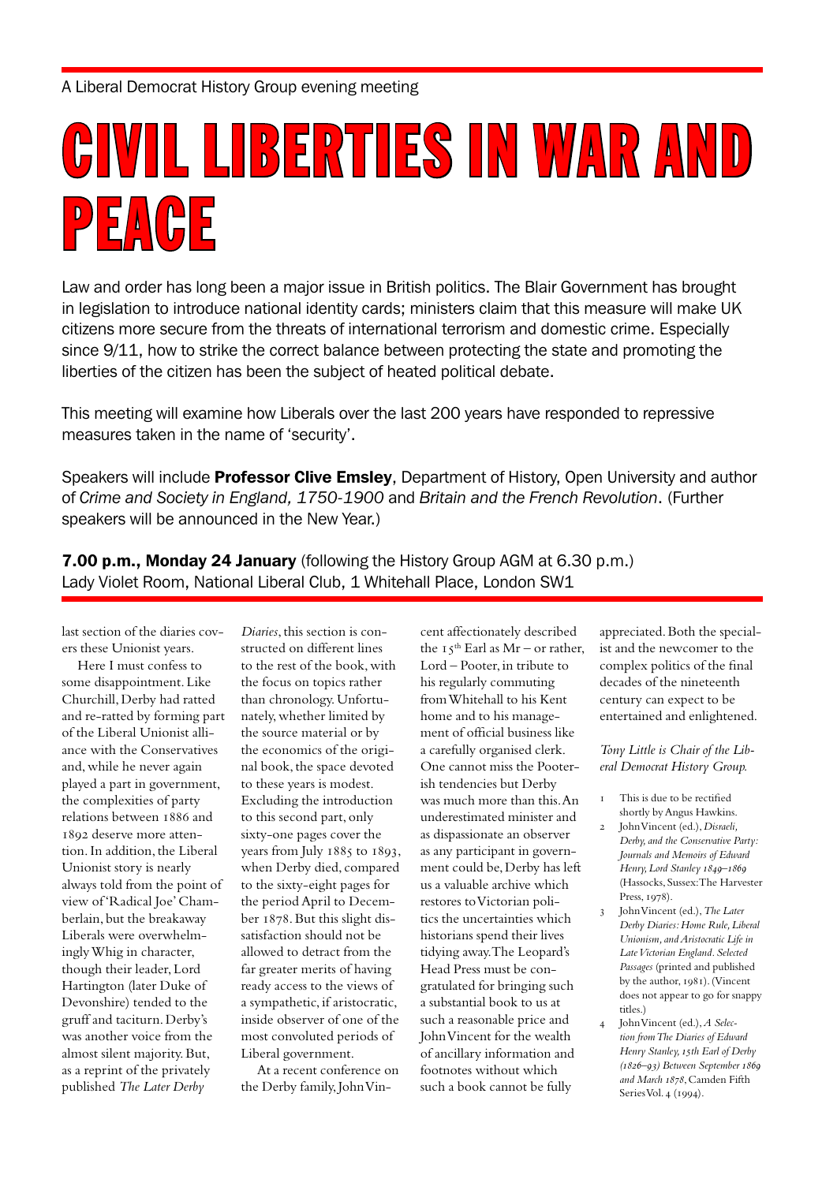A Liberal Democrat History Group evening meeting

# CIVIL LIBERTIES IN WAR AND PEACE

Law and order has long been a major issue in British politics. The Blair Government has brought in legislation to introduce national identity cards; ministers claim that this measure will make UK citizens more secure from the threats of international terrorism and domestic crime. Especially since 9/11, how to strike the correct balance between protecting the state and promoting the liberties of the citizen has been the subject of heated political debate.

This meeting will examine how Liberals over the last 200 years have responded to repressive measures taken in the name of 'security'.

Speakers will include **Professor Clive Emsley**, Department of History, Open University and author of *Crime and Society in England, 1750-1900* and *Britain and the French Revolution*. (Further speakers will be announced in the New Year.)

**7.00 p.m., Monday 24 January** (following the History Group AGM at 6.30 p.m.)
Lady Violet Room, National Liberal Club, 1 Whitehall Place, London SW1

---

last section of the diaries covers these Unionist years.

Here I must confess to some disappointment. Like Churchill, Derby had ratted and re-ratted by forming part of the Liberal Unionist alliance with the Conservatives and, while he never again played a part in government, the complexities of party relations between 1886 and 1892 deserve more attention. In addition, the Liberal Unionist story is nearly always told from the point of view of 'Radical Joe' Chamberlain, but the breakaway Liberals were overwhelmingly Whig in character, though their leader, Lord Hartington (later Duke of Devonshire) tended to the gruff and taciturn. Derby's was another voice from the almost silent majority. But, as a reprint of the privately published *The Later Derby Diaries*, this section is constructed on different lines to the rest of the book, with the focus on topics rather than chronology. Unfortunately, whether limited by the source material or by the economics of the original book, the space devoted to these years is modest. Excluding the introduction to this second part, only sixty-one pages cover the years from July 1885 to 1893, when Derby died, compared to the sixty-eight pages for the period April to December 1878. But this slight dissatisfaction should not be allowed to detract from the far greater merits of having ready access to the views of a sympathetic, if aristocratic, inside observer of one of the most convoluted periods of Liberal government.

At a recent conference on the Derby family, John Vincent affectionately described the 15th Earl as Mr – or rather, Lord – Pooter, in tribute to his regularly commuting from Whitehall to his Kent home and to his management of official business like a carefully organised clerk. One cannot miss the Pooterish tendencies but Derby was much more than this. An underestimated minister and as dispassionate an observer as any participant in government could be, Derby has left us a valuable archive which restores to Victorian politics the uncertainties which historians spend their lives tidying away. The Leopard's Head Press must be congratulated for bringing such a substantial book to us at such a reasonable price and John Vincent for the wealth of ancillary information and footnotes without which such a book cannot be fully appreciated. Both the specialist and the newcomer to the complex politics of the final decades of the nineteenth century can expect to be entertained and enlightened.

*Tony Little is Chair of the Liberal Democrat History Group.*

1. This is due to be rectified shortly by Angus Hawkins.
2. John Vincent (ed.), *Disraeli, Derby, and the Conservative Party: Journals and Memoirs of Edward Henry, Lord Stanley 1849–1869* (Hassocks, Sussex: The Harvester Press, 1978).
3. John Vincent (ed.), *The Later Derby Diaries: Home Rule, Liberal Unionism, and Aristocratic Life in Late Victorian England. Selected Passages* (printed and published by the author, 1981). (Vincent does not appear to go for snappy titles.)
4. John Vincent (ed.), *A Selection from The Diaries of Edward Henry Stanley, 15th Earl of Derby (1826–93) Between September 1869 and March 1878*, Camden Fifth Series Vol. 4 (1994).